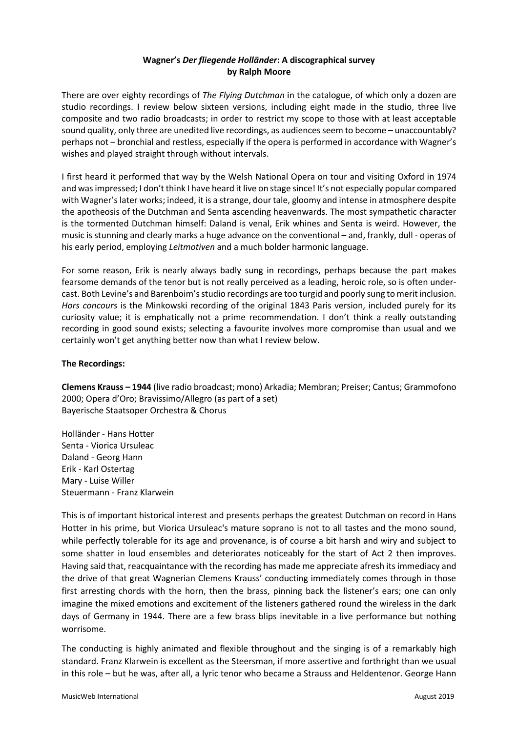# Wagner's *Der fliegende Holländer*: A discographical survey
## by Ralph Moore

There are over eighty recordings of *The Flying Dutchman* in the catalogue, of which only a dozen are studio recordings. I review below sixteen versions, including eight made in the studio, three live composite and two radio broadcasts; in order to restrict my scope to those with at least acceptable sound quality, only three are unedited live recordings, as audiences seem to become – unaccountably? perhaps not – bronchial and restless, especially if the opera is performed in accordance with Wagner's wishes and played straight through without intervals.

I first heard it performed that way by the Welsh National Opera on tour and visiting Oxford in 1974 and was impressed; I don't think I have heard it live on stage since! It's not especially popular compared with Wagner's later works; indeed, it is a strange, dour tale, gloomy and intense in atmosphere despite the apotheosis of the Dutchman and Senta ascending heavenwards. The most sympathetic character is the tormented Dutchman himself: Daland is venal, Erik whines and Senta is weird. However, the music is stunning and clearly marks a huge advance on the conventional – and, frankly, dull - operas of his early period, employing *Leitmotiven* and a much bolder harmonic language.

For some reason, Erik is nearly always badly sung in recordings, perhaps because the part makes fearsome demands of the tenor but is not really perceived as a leading, heroic role, so is often under-cast. Both Levine's and Barenboim's studio recordings are too turgid and poorly sung to merit inclusion. *Hors concours* is the Minkowski recording of the original 1843 Paris version, included purely for its curiosity value; it is emphatically not a prime recommendation. I don't think a really outstanding recording in good sound exists; selecting a favourite involves more compromise than usual and we certainly won't get anything better now than what I review below.

**The Recordings:**

**Clemens Krauss – 1944** (live radio broadcast; mono) Arkadia; Membran; Preiser; Cantus; Grammofono 2000; Opera d'Oro; Bravissimo/Allegro (as part of a set)
Bayerische Staatsoper Orchestra & Chorus

Holländer - Hans Hotter
Senta - Viorica Ursuleac
Daland - Georg Hann
Erik - Karl Ostertag
Mary - Luise Willer
Steuermann - Franz Klarwein

This is of important historical interest and presents perhaps the greatest Dutchman on record in Hans Hotter in his prime, but Viorica Ursuleac's mature soprano is not to all tastes and the mono sound, while perfectly tolerable for its age and provenance, is of course a bit harsh and wiry and subject to some shatter in loud ensembles and deteriorates noticeably for the start of Act 2 then improves. Having said that, reacquaintance with the recording has made me appreciate afresh its immediacy and the drive of that great Wagnerian Clemens Krauss' conducting immediately comes through in those first arresting chords with the horn, then the brass, pinning back the listener's ears; one can only imagine the mixed emotions and excitement of the listeners gathered round the wireless in the dark days of Germany in 1944. There are a few brass blips inevitable in a live performance but nothing worrisome.

The conducting is highly animated and flexible throughout and the singing is of a remarkably high standard. Franz Klarwein is excellent as the Steersman, if more assertive and forthright than we usual in this role – but he was, after all, a lyric tenor who became a Strauss and Heldentenor. George Hann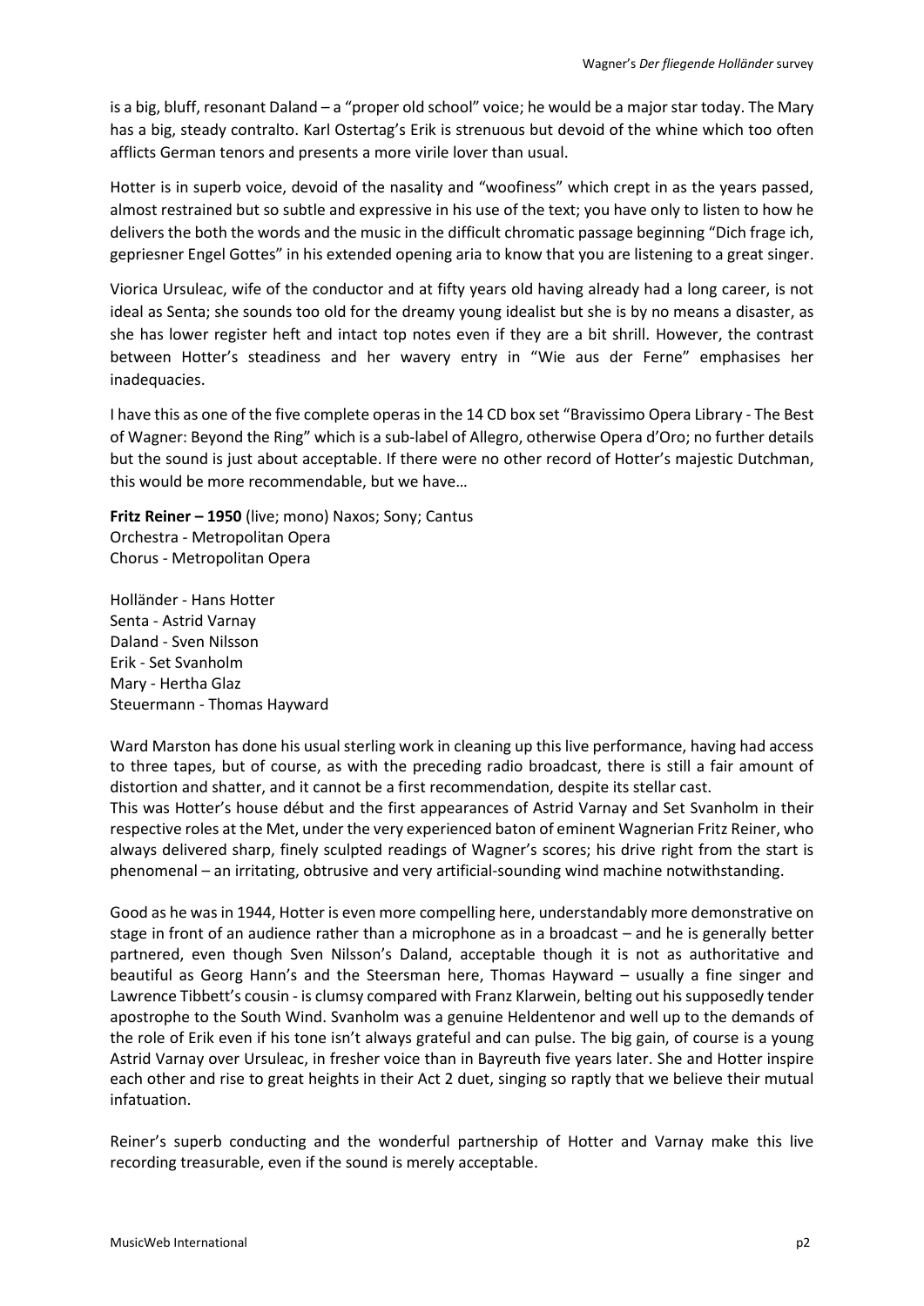is a big, bluff, resonant Daland – a "proper old school" voice; he would be a major star today. The Mary has a big, steady contralto. Karl Ostertag's Erik is strenuous but devoid of the whine which too often afflicts German tenors and presents a more virile lover than usual.

Hotter is in superb voice, devoid of the nasality and "woofiness" which crept in as the years passed, almost restrained but so subtle and expressive in his use of the text; you have only to listen to how he delivers the both the words and the music in the difficult chromatic passage beginning "Dich frage ich, gepriesner Engel Gottes" in his extended opening aria to know that you are listening to a great singer.

Viorica Ursuleac, wife of the conductor and at fifty years old having already had a long career, is not ideal as Senta; she sounds too old for the dreamy young idealist but she is by no means a disaster, as she has lower register heft and intact top notes even if they are a bit shrill. However, the contrast between Hotter's steadiness and her wavery entry in "Wie aus der Ferne" emphasises her inadequacies.

I have this as one of the five complete operas in the 14 CD box set "Bravissimo Opera Library - The Best of Wagner: Beyond the Ring" which is a sub-label of Allegro, otherwise Opera d'Oro; no further details but the sound is just about acceptable. If there were no other record of Hotter's majestic Dutchman, this would be more recommendable, but we have…

**Fritz Reiner – 1950** (live; mono) Naxos; Sony; Cantus
Orchestra - Metropolitan Opera
Chorus - Metropolitan Opera

Holländer - Hans Hotter
Senta - Astrid Varnay
Daland - Sven Nilsson
Erik - Set Svanholm
Mary - Hertha Glaz
Steuermann - Thomas Hayward

Ward Marston has done his usual sterling work in cleaning up this live performance, having had access to three tapes, but of course, as with the preceding radio broadcast, there is still a fair amount of distortion and shatter, and it cannot be a first recommendation, despite its stellar cast.
This was Hotter's house début and the first appearances of Astrid Varnay and Set Svanholm in their respective roles at the Met, under the very experienced baton of eminent Wagnerian Fritz Reiner, who always delivered sharp, finely sculpted readings of Wagner's scores; his drive right from the start is phenomenal – an irritating, obtrusive and very artificial-sounding wind machine notwithstanding.

Good as he was in 1944, Hotter is even more compelling here, understandably more demonstrative on stage in front of an audience rather than a microphone as in a broadcast – and he is generally better partnered, even though Sven Nilsson's Daland, acceptable though it is not as authoritative and beautiful as Georg Hann's and the Steersman here, Thomas Hayward – usually a fine singer and Lawrence Tibbett's cousin - is clumsy compared with Franz Klarwein, belting out his supposedly tender apostrophe to the South Wind. Svanholm was a genuine Heldentenor and well up to the demands of the role of Erik even if his tone isn't always grateful and can pulse. The big gain, of course is a young Astrid Varnay over Ursuleac, in fresher voice than in Bayreuth five years later. She and Hotter inspire each other and rise to great heights in their Act 2 duet, singing so raptly that we believe their mutual infatuation.

Reiner's superb conducting and the wonderful partnership of Hotter and Varnay make this live recording treasurable, even if the sound is merely acceptable.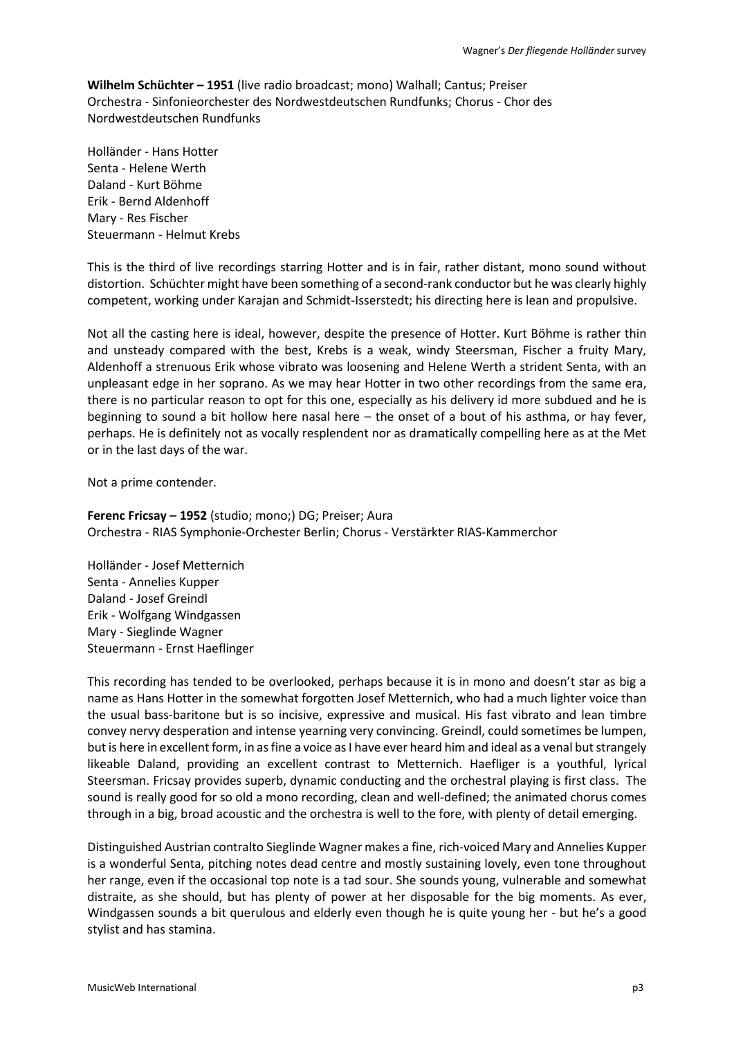**Wilhelm Schüchter – 1951** (live radio broadcast; mono) Walhall; Cantus; Preiser
Orchestra - Sinfonieorchester des Nordwestdeutschen Rundfunks; Chorus - Chor des Nordwestdeutschen Rundfunks

Holländer - Hans Hotter
Senta - Helene Werth
Daland - Kurt Böhme
Erik - Bernd Aldenhoff
Mary - Res Fischer
Steuermann - Helmut Krebs

This is the third of live recordings starring Hotter and is in fair, rather distant, mono sound without distortion. Schüchter might have been something of a second-rank conductor but he was clearly highly competent, working under Karajan and Schmidt-Isserstedt; his directing here is lean and propulsive.

Not all the casting here is ideal, however, despite the presence of Hotter. Kurt Böhme is rather thin and unsteady compared with the best, Krebs is a weak, windy Steersman, Fischer a fruity Mary, Aldenhoff a strenuous Erik whose vibrato was loosening and Helene Werth a strident Senta, with an unpleasant edge in her soprano. As we may hear Hotter in two other recordings from the same era, there is no particular reason to opt for this one, especially as his delivery id more subdued and he is beginning to sound a bit hollow here nasal here – the onset of a bout of his asthma, or hay fever, perhaps. He is definitely not as vocally resplendent nor as dramatically compelling here as at the Met or in the last days of the war.

Not a prime contender.

**Ferenc Fricsay – 1952** (studio; mono;) DG; Preiser; Aura
Orchestra - RIAS Symphonie-Orchester Berlin; Chorus - Verstärkter RIAS-Kammerchor

Holländer - Josef Metternich
Senta - Annelies Kupper
Daland - Josef Greindl
Erik - Wolfgang Windgassen
Mary - Sieglinde Wagner
Steuermann - Ernst Haeflinger

This recording has tended to be overlooked, perhaps because it is in mono and doesn't star as big a name as Hans Hotter in the somewhat forgotten Josef Metternich, who had a much lighter voice than the usual bass-baritone but is so incisive, expressive and musical. His fast vibrato and lean timbre convey nervy desperation and intense yearning very convincing. Greindl, could sometimes be lumpen, but is here in excellent form, in as fine a voice as I have ever heard him and ideal as a venal but strangely likeable Daland, providing an excellent contrast to Metternich. Haefliger is a youthful, lyrical Steersman. Fricsay provides superb, dynamic conducting and the orchestral playing is first class. The sound is really good for so old a mono recording, clean and well-defined; the animated chorus comes through in a big, broad acoustic and the orchestra is well to the fore, with plenty of detail emerging.

Distinguished Austrian contralto Sieglinde Wagner makes a fine, rich-voiced Mary and Annelies Kupper is a wonderful Senta, pitching notes dead centre and mostly sustaining lovely, even tone throughout her range, even if the occasional top note is a tad sour. She sounds young, vulnerable and somewhat distraite, as she should, but has plenty of power at her disposable for the big moments. As ever, Windgassen sounds a bit querulous and elderly even though he is quite young her - but he's a good stylist and has stamina.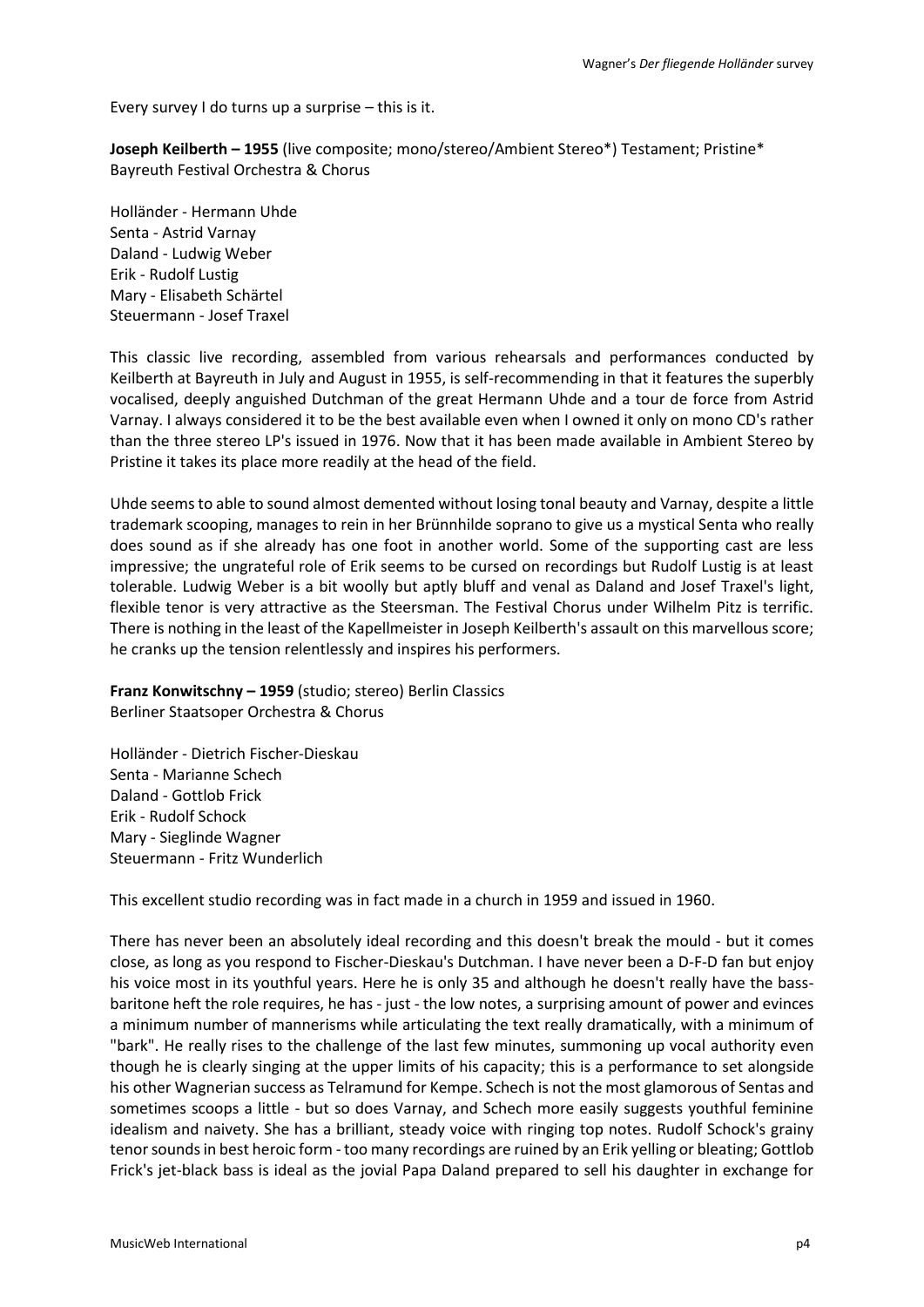Every survey I do turns up a surprise – this is it.

**Joseph Keilberth – 1955** (live composite; mono/stereo/Ambient Stereo*) Testament; Pristine*
Bayreuth Festival Orchestra & Chorus

Holländer - Hermann Uhde
Senta - Astrid Varnay
Daland - Ludwig Weber
Erik - Rudolf Lustig
Mary - Elisabeth Schärtel
Steuermann - Josef Traxel

This classic live recording, assembled from various rehearsals and performances conducted by Keilberth at Bayreuth in July and August in 1955, is self-recommending in that it features the superbly vocalised, deeply anguished Dutchman of the great Hermann Uhde and a tour de force from Astrid Varnay. I always considered it to be the best available even when I owned it only on mono CD's rather than the three stereo LP's issued in 1976. Now that it has been made available in Ambient Stereo by Pristine it takes its place more readily at the head of the field.

Uhde seems to able to sound almost demented without losing tonal beauty and Varnay, despite a little trademark scooping, manages to rein in her Brünnhilde soprano to give us a mystical Senta who really does sound as if she already has one foot in another world. Some of the supporting cast are less impressive; the ungrateful role of Erik seems to be cursed on recordings but Rudolf Lustig is at least tolerable. Ludwig Weber is a bit woolly but aptly bluff and venal as Daland and Josef Traxel's light, flexible tenor is very attractive as the Steersman. The Festival Chorus under Wilhelm Pitz is terrific. There is nothing in the least of the Kapellmeister in Joseph Keilberth's assault on this marvellous score; he cranks up the tension relentlessly and inspires his performers.

**Franz Konwitschny – 1959** (studio; stereo) Berlin Classics
Berliner Staatsoper Orchestra & Chorus

Holländer - Dietrich Fischer-Dieskau
Senta - Marianne Schech
Daland - Gottlob Frick
Erik - Rudolf Schock
Mary - Sieglinde Wagner
Steuermann - Fritz Wunderlich

This excellent studio recording was in fact made in a church in 1959 and issued in 1960.

There has never been an absolutely ideal recording and this doesn't break the mould - but it comes close, as long as you respond to Fischer-Dieskau's Dutchman. I have never been a D-F-D fan but enjoy his voice most in its youthful years. Here he is only 35 and although he doesn't really have the bass-baritone heft the role requires, he has - just - the low notes, a surprising amount of power and evinces a minimum number of mannerisms while articulating the text really dramatically, with a minimum of "bark". He really rises to the challenge of the last few minutes, summoning up vocal authority even though he is clearly singing at the upper limits of his capacity; this is a performance to set alongside his other Wagnerian success as Telramund for Kempe. Schech is not the most glamorous of Sentas and sometimes scoops a little - but so does Varnay, and Schech more easily suggests youthful feminine idealism and naivety. She has a brilliant, steady voice with ringing top notes. Rudolf Schock's grainy tenor sounds in best heroic form - too many recordings are ruined by an Erik yelling or bleating; Gottlob Frick's jet-black bass is ideal as the jovial Papa Daland prepared to sell his daughter in exchange for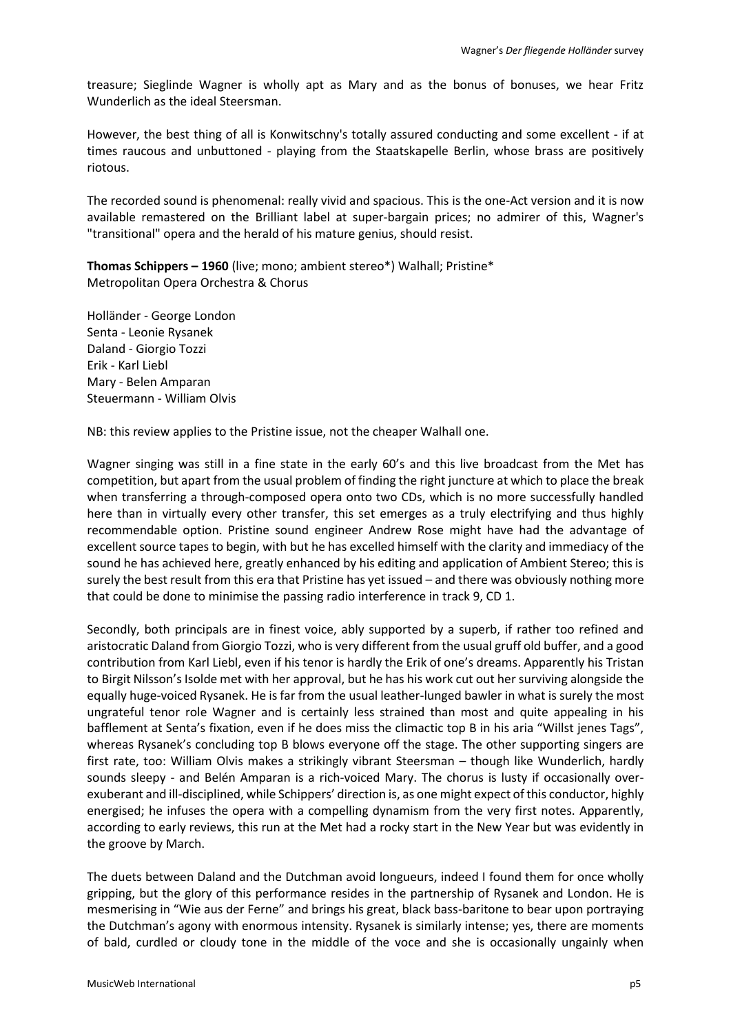treasure; Sieglinde Wagner is wholly apt as Mary and as the bonus of bonuses, we hear Fritz Wunderlich as the ideal Steersman.

However, the best thing of all is Konwitschny's totally assured conducting and some excellent - if at times raucous and unbuttoned - playing from the Staatskapelle Berlin, whose brass are positively riotous.

The recorded sound is phenomenal: really vivid and spacious. This is the one-Act version and it is now available remastered on the Brilliant label at super-bargain prices; no admirer of this, Wagner's "transitional" opera and the herald of his mature genius, should resist.

**Thomas Schippers – 1960** (live; mono; ambient stereo*) Walhall; Pristine*
Metropolitan Opera Orchestra & Chorus

Holländer - George London
Senta - Leonie Rysanek
Daland - Giorgio Tozzi
Erik - Karl Liebl
Mary - Belen Amparan
Steuermann - William Olvis

NB: this review applies to the Pristine issue, not the cheaper Walhall one.

Wagner singing was still in a fine state in the early 60's and this live broadcast from the Met has competition, but apart from the usual problem of finding the right juncture at which to place the break when transferring a through-composed opera onto two CDs, which is no more successfully handled here than in virtually every other transfer, this set emerges as a truly electrifying and thus highly recommendable option. Pristine sound engineer Andrew Rose might have had the advantage of excellent source tapes to begin, with but he has excelled himself with the clarity and immediacy of the sound he has achieved here, greatly enhanced by his editing and application of Ambient Stereo; this is surely the best result from this era that Pristine has yet issued – and there was obviously nothing more that could be done to minimise the passing radio interference in track 9, CD 1.

Secondly, both principals are in finest voice, ably supported by a superb, if rather too refined and aristocratic Daland from Giorgio Tozzi, who is very different from the usual gruff old buffer, and a good contribution from Karl Liebl, even if his tenor is hardly the Erik of one's dreams. Apparently his Tristan to Birgit Nilsson's Isolde met with her approval, but he has his work cut out her surviving alongside the equally huge-voiced Rysanek. He is far from the usual leather-lunged bawler in what is surely the most ungrateful tenor role Wagner and is certainly less strained than most and quite appealing in his bafflement at Senta's fixation, even if he does miss the climactic top B in his aria "Willst jenes Tags", whereas Rysanek's concluding top B blows everyone off the stage. The other supporting singers are first rate, too: William Olvis makes a strikingly vibrant Steersman – though like Wunderlich, hardly sounds sleepy - and Belén Amparan is a rich-voiced Mary. The chorus is lusty if occasionally over-exuberant and ill-disciplined, while Schippers' direction is, as one might expect of this conductor, highly energised; he infuses the opera with a compelling dynamism from the very first notes. Apparently, according to early reviews, this run at the Met had a rocky start in the New Year but was evidently in the groove by March.

The duets between Daland and the Dutchman avoid longueurs, indeed I found them for once wholly gripping, but the glory of this performance resides in the partnership of Rysanek and London. He is mesmerising in "Wie aus der Ferne" and brings his great, black bass-baritone to bear upon portraying the Dutchman's agony with enormous intensity. Rysanek is similarly intense; yes, there are moments of bald, curdled or cloudy tone in the middle of the voce and she is occasionally ungainly when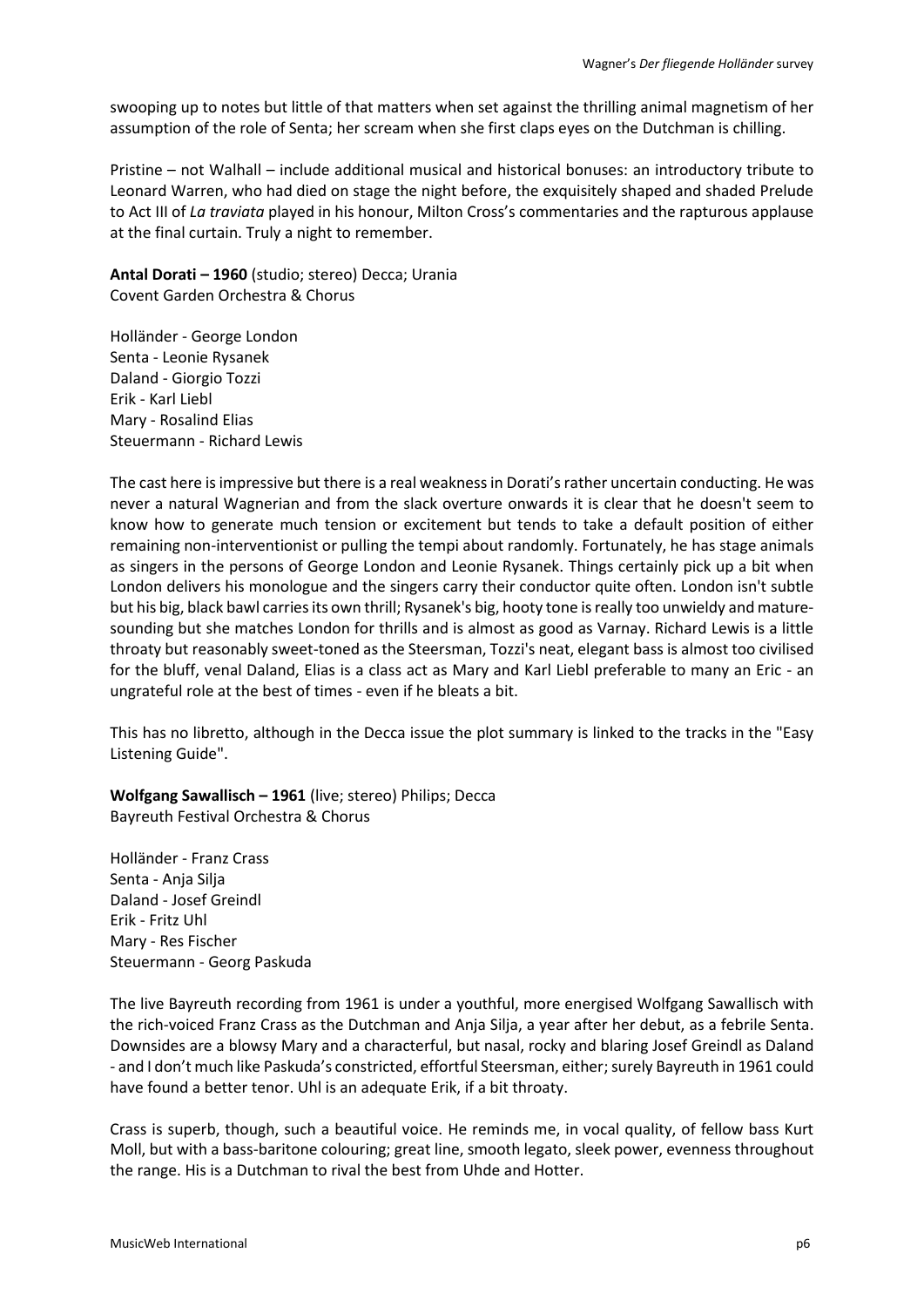swooping up to notes but little of that matters when set against the thrilling animal magnetism of her assumption of the role of Senta; her scream when she first claps eyes on the Dutchman is chilling.

Pristine – not Walhall – include additional musical and historical bonuses: an introductory tribute to Leonard Warren, who had died on stage the night before, the exquisitely shaped and shaded Prelude to Act III of *La traviata* played in his honour, Milton Cross's commentaries and the rapturous applause at the final curtain. Truly a night to remember.

**Antal Dorati – 1960** (studio; stereo) Decca; Urania
Covent Garden Orchestra & Chorus

Holländer - George London
Senta - Leonie Rysanek
Daland - Giorgio Tozzi
Erik - Karl Liebl
Mary - Rosalind Elias
Steuermann - Richard Lewis

The cast here is impressive but there is a real weakness in Dorati's rather uncertain conducting. He was never a natural Wagnerian and from the slack overture onwards it is clear that he doesn't seem to know how to generate much tension or excitement but tends to take a default position of either remaining non-interventionist or pulling the tempi about randomly. Fortunately, he has stage animals as singers in the persons of George London and Leonie Rysanek. Things certainly pick up a bit when London delivers his monologue and the singers carry their conductor quite often. London isn't subtle but his big, black bawl carries its own thrill; Rysanek's big, hooty tone is really too unwieldy and mature-sounding but she matches London for thrills and is almost as good as Varnay. Richard Lewis is a little throaty but reasonably sweet-toned as the Steersman, Tozzi's neat, elegant bass is almost too civilised for the bluff, venal Daland, Elias is a class act as Mary and Karl Liebl preferable to many an Eric - an ungrateful role at the best of times - even if he bleats a bit.

This has no libretto, although in the Decca issue the plot summary is linked to the tracks in the "Easy Listening Guide".

**Wolfgang Sawallisch – 1961** (live; stereo) Philips; Decca
Bayreuth Festival Orchestra & Chorus

Holländer - Franz Crass
Senta - Anja Silja
Daland - Josef Greindl
Erik - Fritz Uhl
Mary - Res Fischer
Steuermann - Georg Paskuda

The live Bayreuth recording from 1961 is under a youthful, more energised Wolfgang Sawallisch with the rich-voiced Franz Crass as the Dutchman and Anja Silja, a year after her debut, as a febrile Senta. Downsides are a blowsy Mary and a characterful, but nasal, rocky and blaring Josef Greindl as Daland - and I don't much like Paskuda's constricted, effortful Steersman, either; surely Bayreuth in 1961 could have found a better tenor. Uhl is an adequate Erik, if a bit throaty.

Crass is superb, though, such a beautiful voice. He reminds me, in vocal quality, of fellow bass Kurt Moll, but with a bass-baritone colouring; great line, smooth legato, sleek power, evenness throughout the range. His is a Dutchman to rival the best from Uhde and Hotter.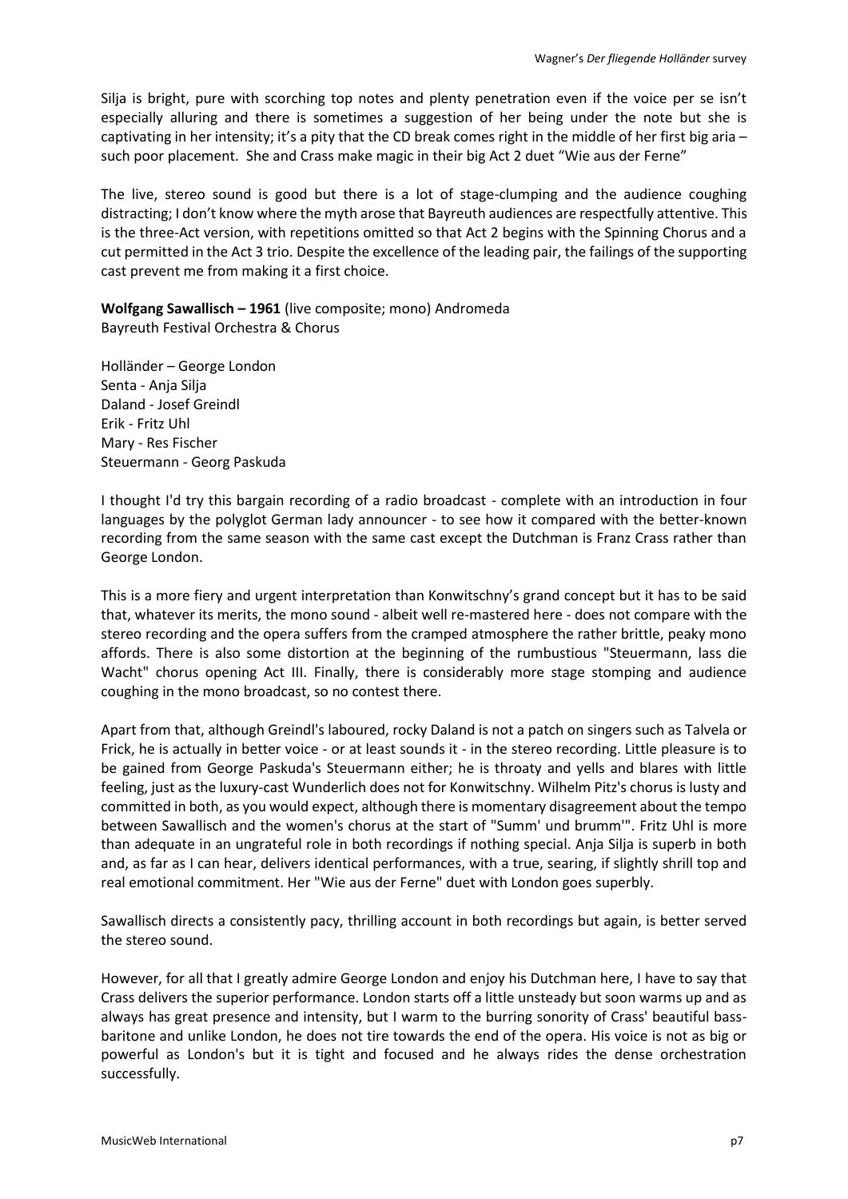Silja is bright, pure with scorching top notes and plenty penetration even if the voice per se isn't especially alluring and there is sometimes a suggestion of her being under the note but she is captivating in her intensity; it's a pity that the CD break comes right in the middle of her first big aria – such poor placement. She and Crass make magic in their big Act 2 duet "Wie aus der Ferne"

The live, stereo sound is good but there is a lot of stage-clumping and the audience coughing distracting; I don't know where the myth arose that Bayreuth audiences are respectfully attentive. This is the three-Act version, with repetitions omitted so that Act 2 begins with the Spinning Chorus and a cut permitted in the Act 3 trio. Despite the excellence of the leading pair, the failings of the supporting cast prevent me from making it a first choice.

**Wolfgang Sawallisch – 1961** (live composite; mono) Andromeda
Bayreuth Festival Orchestra & Chorus

Holländer – George London
Senta - Anja Silja
Daland - Josef Greindl
Erik - Fritz Uhl
Mary - Res Fischer
Steuermann - Georg Paskuda

I thought I'd try this bargain recording of a radio broadcast - complete with an introduction in four languages by the polyglot German lady announcer - to see how it compared with the better-known recording from the same season with the same cast except the Dutchman is Franz Crass rather than George London.

This is a more fiery and urgent interpretation than Konwitschny's grand concept but it has to be said that, whatever its merits, the mono sound - albeit well re-mastered here - does not compare with the stereo recording and the opera suffers from the cramped atmosphere the rather brittle, peaky mono affords. There is also some distortion at the beginning of the rumbustious "Steuermann, lass die Wacht" chorus opening Act III. Finally, there is considerably more stage stomping and audience coughing in the mono broadcast, so no contest there.

Apart from that, although Greindl's laboured, rocky Daland is not a patch on singers such as Talvela or Frick, he is actually in better voice - or at least sounds it - in the stereo recording. Little pleasure is to be gained from George Paskuda's Steuermann either; he is throaty and yells and blares with little feeling, just as the luxury-cast Wunderlich does not for Konwitschny. Wilhelm Pitz's chorus is lusty and committed in both, as you would expect, although there is momentary disagreement about the tempo between Sawallisch and the women's chorus at the start of "Summ' und brumm'". Fritz Uhl is more than adequate in an ungrateful role in both recordings if nothing special. Anja Silja is superb in both and, as far as I can hear, delivers identical performances, with a true, searing, if slightly shrill top and real emotional commitment. Her "Wie aus der Ferne" duet with London goes superbly.

Sawallisch directs a consistently pacy, thrilling account in both recordings but again, is better served the stereo sound.

However, for all that I greatly admire George London and enjoy his Dutchman here, I have to say that Crass delivers the superior performance. London starts off a little unsteady but soon warms up and as always has great presence and intensity, but I warm to the burring sonority of Crass' beautiful bass-baritone and unlike London, he does not tire towards the end of the opera. His voice is not as big or powerful as London's but it is tight and focused and he always rides the dense orchestration successfully.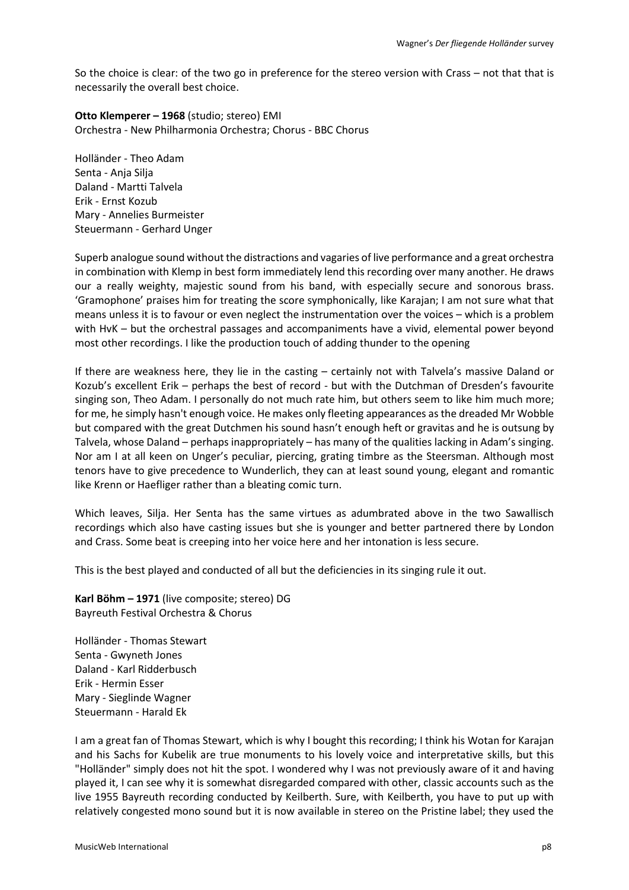So the choice is clear: of the two go in preference for the stereo version with Crass – not that that is necessarily the overall best choice.

**Otto Klemperer – 1968** (studio; stereo) EMI
Orchestra - New Philharmonia Orchestra; Chorus - BBC Chorus

Holländer - Theo Adam
Senta - Anja Silja
Daland - Martti Talvela
Erik - Ernst Kozub
Mary - Annelies Burmeister
Steuermann - Gerhard Unger

Superb analogue sound without the distractions and vagaries of live performance and a great orchestra in combination with Klemp in best form immediately lend this recording over many another. He draws our a really weighty, majestic sound from his band, with especially secure and sonorous brass. 'Gramophone' praises him for treating the score symphonically, like Karajan; I am not sure what that means unless it is to favour or even neglect the instrumentation over the voices – which is a problem with HvK – but the orchestral passages and accompaniments have a vivid, elemental power beyond most other recordings. I like the production touch of adding thunder to the opening

If there are weakness here, they lie in the casting – certainly not with Talvela's massive Daland or Kozub's excellent Erik – perhaps the best of record - but with the Dutchman of Dresden's favourite singing son, Theo Adam. I personally do not much rate him, but others seem to like him much more; for me, he simply hasn't enough voice. He makes only fleeting appearances as the dreaded Mr Wobble but compared with the great Dutchmen his sound hasn't enough heft or gravitas and he is outsung by Talvela, whose Daland – perhaps inappropriately – has many of the qualities lacking in Adam's singing. Nor am I at all keen on Unger's peculiar, piercing, grating timbre as the Steersman. Although most tenors have to give precedence to Wunderlich, they can at least sound young, elegant and romantic like Krenn or Haefliger rather than a bleating comic turn.

Which leaves, Silja. Her Senta has the same virtues as adumbrated above in the two Sawallisch recordings which also have casting issues but she is younger and better partnered there by London and Crass. Some beat is creeping into her voice here and her intonation is less secure.

This is the best played and conducted of all but the deficiencies in its singing rule it out.

**Karl Böhm – 1971** (live composite; stereo) DG
Bayreuth Festival Orchestra & Chorus

Holländer - Thomas Stewart
Senta - Gwyneth Jones
Daland - Karl Ridderbusch
Erik - Hermin Esser
Mary - Sieglinde Wagner
Steuermann - Harald Ek

I am a great fan of Thomas Stewart, which is why I bought this recording; I think his Wotan for Karajan and his Sachs for Kubelik are true monuments to his lovely voice and interpretative skills, but this "Holländer" simply does not hit the spot. I wondered why I was not previously aware of it and having played it, I can see why it is somewhat disregarded compared with other, classic accounts such as the live 1955 Bayreuth recording conducted by Keilberth. Sure, with Keilberth, you have to put up with relatively congested mono sound but it is now available in stereo on the Pristine label; they used the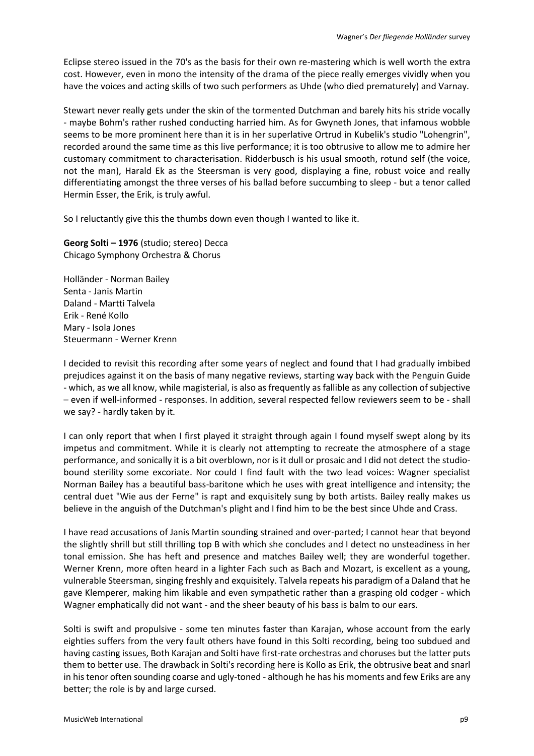Eclipse stereo issued in the 70's as the basis for their own re-mastering which is well worth the extra cost. However, even in mono the intensity of the drama of the piece really emerges vividly when you have the voices and acting skills of two such performers as Uhde (who died prematurely) and Varnay.

Stewart never really gets under the skin of the tormented Dutchman and barely hits his stride vocally - maybe Bohm's rather rushed conducting harried him. As for Gwyneth Jones, that infamous wobble seems to be more prominent here than it is in her superlative Ortrud in Kubelik's studio "Lohengrin", recorded around the same time as this live performance; it is too obtrusive to allow me to admire her customary commitment to characterisation. Ridderbusch is his usual smooth, rotund self (the voice, not the man), Harald Ek as the Steersman is very good, displaying a fine, robust voice and really differentiating amongst the three verses of his ballad before succumbing to sleep - but a tenor called Hermin Esser, the Erik, is truly awful.

So I reluctantly give this the thumbs down even though I wanted to like it.

**Georg Solti – 1976** (studio; stereo) Decca
Chicago Symphony Orchestra & Chorus

Holländer - Norman Bailey
Senta - Janis Martin
Daland - Martti Talvela
Erik - René Kollo
Mary - Isola Jones
Steuermann - Werner Krenn

I decided to revisit this recording after some years of neglect and found that I had gradually imbibed prejudices against it on the basis of many negative reviews, starting way back with the Penguin Guide - which, as we all know, while magisterial, is also as frequently as fallible as any collection of subjective – even if well-informed - responses. In addition, several respected fellow reviewers seem to be - shall we say? - hardly taken by it.

I can only report that when I first played it straight through again I found myself swept along by its impetus and commitment. While it is clearly not attempting to recreate the atmosphere of a stage performance, and sonically it is a bit overblown, nor is it dull or prosaic and I did not detect the studio-bound sterility some excoriate. Nor could I find fault with the two lead voices: Wagner specialist Norman Bailey has a beautiful bass-baritone which he uses with great intelligence and intensity; the central duet "Wie aus der Ferne" is rapt and exquisitely sung by both artists. Bailey really makes us believe in the anguish of the Dutchman's plight and I find him to be the best since Uhde and Crass.

I have read accusations of Janis Martin sounding strained and over-parted; I cannot hear that beyond the slightly shrill but still thrilling top B with which she concludes and I detect no unsteadiness in her tonal emission. She has heft and presence and matches Bailey well; they are wonderful together. Werner Krenn, more often heard in a lighter Fach such as Bach and Mozart, is excellent as a young, vulnerable Steersman, singing freshly and exquisitely. Talvela repeats his paradigm of a Daland that he gave Klemperer, making him likable and even sympathetic rather than a grasping old codger - which Wagner emphatically did not want - and the sheer beauty of his bass is balm to our ears.

Solti is swift and propulsive - some ten minutes faster than Karajan, whose account from the early eighties suffers from the very fault others have found in this Solti recording, being too subdued and having casting issues, Both Karajan and Solti have first-rate orchestras and choruses but the latter puts them to better use. The drawback in Solti's recording here is Kollo as Erik, the obtrusive beat and snarl in his tenor often sounding coarse and ugly-toned - although he has his moments and few Eriks are any better; the role is by and large cursed.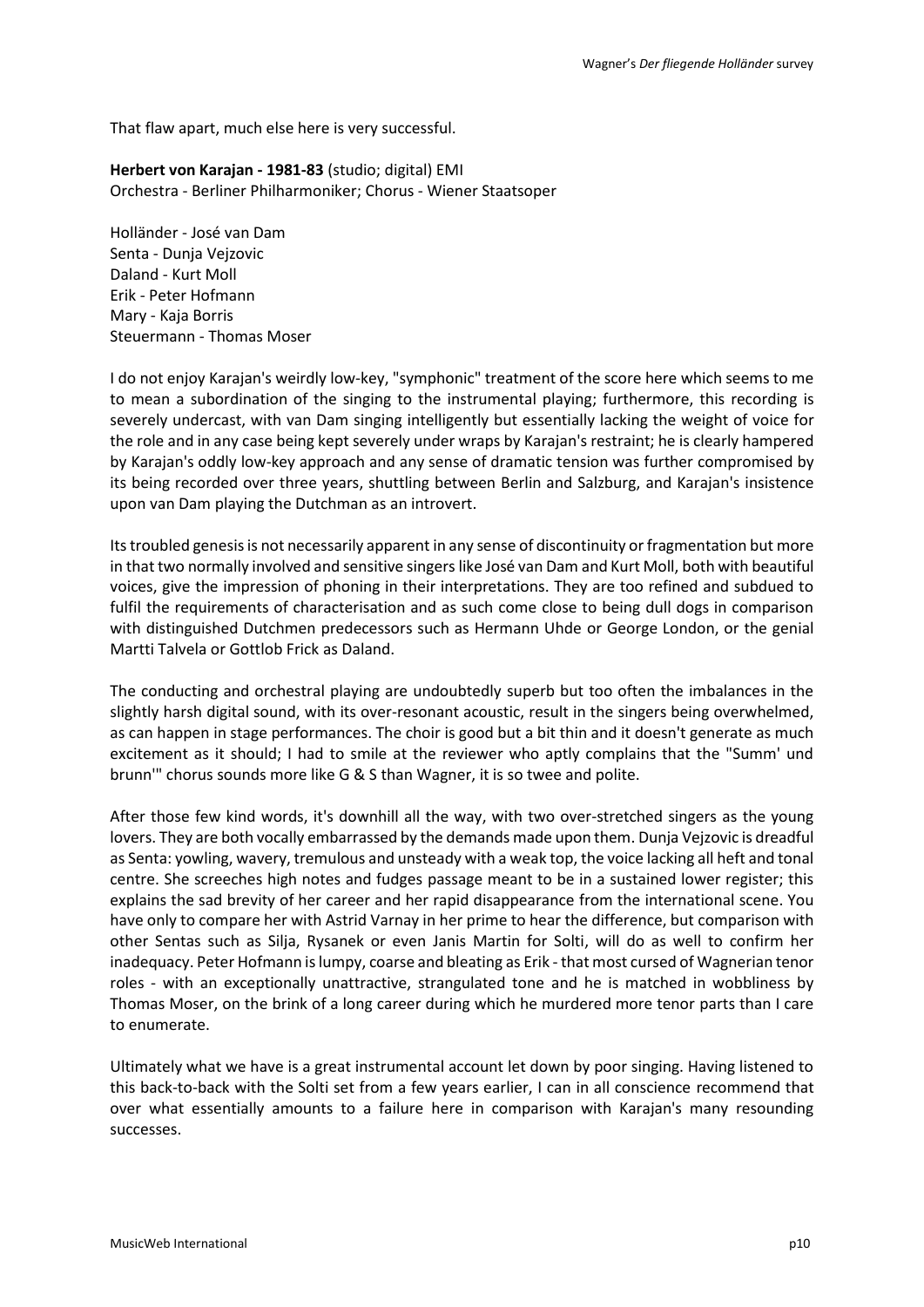That flaw apart, much else here is very successful.

**Herbert von Karajan - 1981-83** (studio; digital) EMI
Orchestra - Berliner Philharmoniker; Chorus - Wiener Staatsoper

Holländer - José van Dam
Senta - Dunja Vejzovic
Daland - Kurt Moll
Erik - Peter Hofmann
Mary - Kaja Borris
Steuermann - Thomas Moser

I do not enjoy Karajan's weirdly low-key, "symphonic" treatment of the score here which seems to me to mean a subordination of the singing to the instrumental playing; furthermore, this recording is severely undercast, with van Dam singing intelligently but essentially lacking the weight of voice for the role and in any case being kept severely under wraps by Karajan's restraint; he is clearly hampered by Karajan's oddly low-key approach and any sense of dramatic tension was further compromised by its being recorded over three years, shuttling between Berlin and Salzburg, and Karajan's insistence upon van Dam playing the Dutchman as an introvert.

Its troubled genesis is not necessarily apparent in any sense of discontinuity or fragmentation but more in that two normally involved and sensitive singers like José van Dam and Kurt Moll, both with beautiful voices, give the impression of phoning in their interpretations. They are too refined and subdued to fulfil the requirements of characterisation and as such come close to being dull dogs in comparison with distinguished Dutchmen predecessors such as Hermann Uhde or George London, or the genial Martti Talvela or Gottlob Frick as Daland.

The conducting and orchestral playing are undoubtedly superb but too often the imbalances in the slightly harsh digital sound, with its over-resonant acoustic, result in the singers being overwhelmed, as can happen in stage performances. The choir is good but a bit thin and it doesn't generate as much excitement as it should; I had to smile at the reviewer who aptly complains that the "Summ' und brunn'" chorus sounds more like G & S than Wagner, it is so twee and polite.

After those few kind words, it's downhill all the way, with two over-stretched singers as the young lovers. They are both vocally embarrassed by the demands made upon them. Dunja Vejzovic is dreadful as Senta: yowling, wavery, tremulous and unsteady with a weak top, the voice lacking all heft and tonal centre. She screeches high notes and fudges passage meant to be in a sustained lower register; this explains the sad brevity of her career and her rapid disappearance from the international scene. You have only to compare her with Astrid Varnay in her prime to hear the difference, but comparison with other Sentas such as Silja, Rysanek or even Janis Martin for Solti, will do as well to confirm her inadequacy. Peter Hofmann is lumpy, coarse and bleating as Erik - that most cursed of Wagnerian tenor roles - with an exceptionally unattractive, strangulated tone and he is matched in wobbliness by Thomas Moser, on the brink of a long career during which he murdered more tenor parts than I care to enumerate.

Ultimately what we have is a great instrumental account let down by poor singing. Having listened to this back-to-back with the Solti set from a few years earlier, I can in all conscience recommend that over what essentially amounts to a failure here in comparison with Karajan's many resounding successes.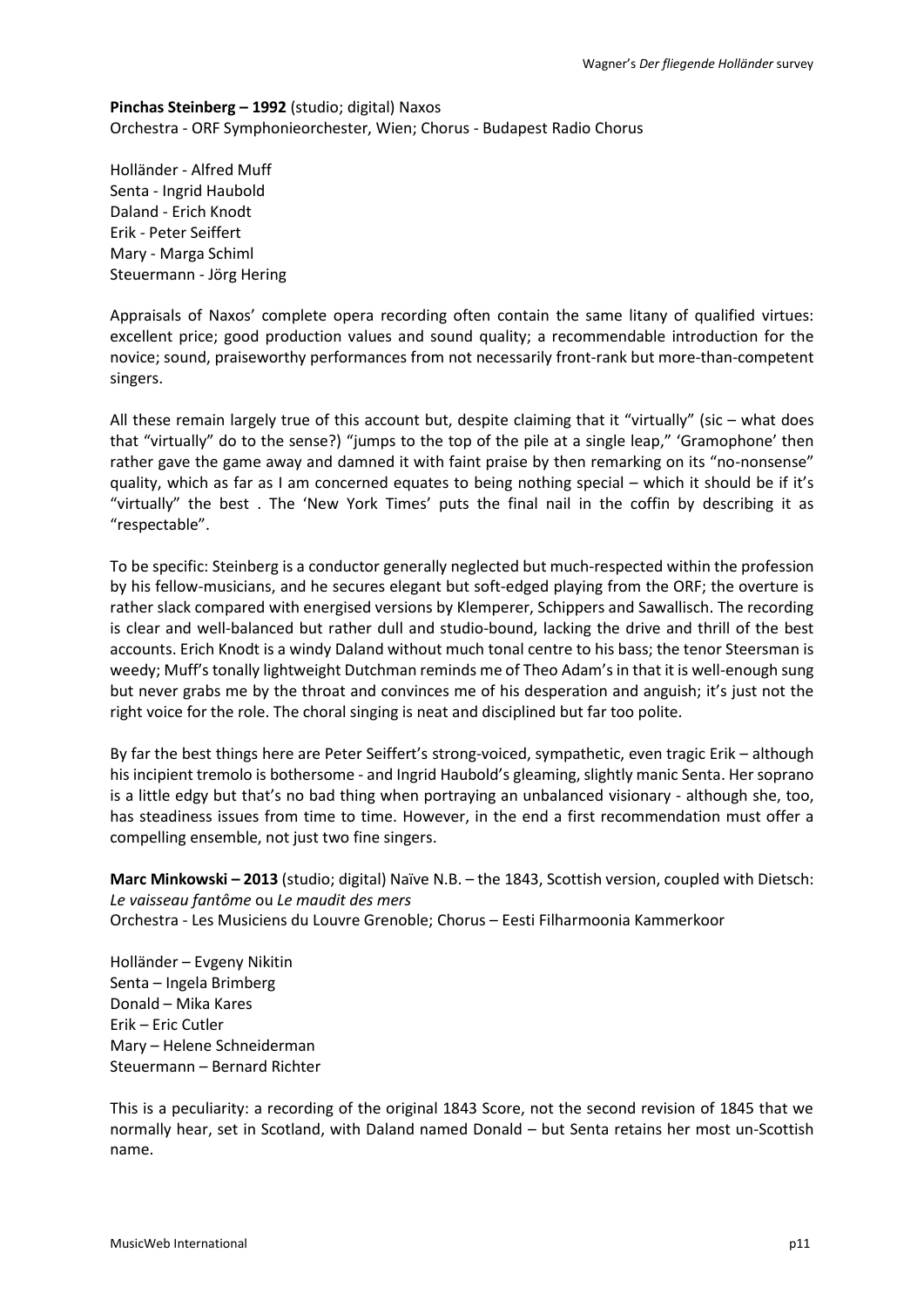**Pinchas Steinberg – 1992** (studio; digital) Naxos
Orchestra - ORF Symphonieorchester, Wien; Chorus - Budapest Radio Chorus

Holländer - Alfred Muff
Senta - Ingrid Haubold
Daland - Erich Knodt
Erik - Peter Seiffert
Mary - Marga Schiml
Steuermann - Jörg Hering

Appraisals of Naxos' complete opera recording often contain the same litany of qualified virtues: excellent price; good production values and sound quality; a recommendable introduction for the novice; sound, praiseworthy performances from not necessarily front-rank but more-than-competent singers.

All these remain largely true of this account but, despite claiming that it "virtually" (sic – what does that "virtually" do to the sense?) "jumps to the top of the pile at a single leap," 'Gramophone' then rather gave the game away and damned it with faint praise by then remarking on its "no-nonsense" quality, which as far as I am concerned equates to being nothing special – which it should be if it's "virtually" the best . The 'New York Times' puts the final nail in the coffin by describing it as "respectable".

To be specific: Steinberg is a conductor generally neglected but much-respected within the profession by his fellow-musicians, and he secures elegant but soft-edged playing from the ORF; the overture is rather slack compared with energised versions by Klemperer, Schippers and Sawallisch. The recording is clear and well-balanced but rather dull and studio-bound, lacking the drive and thrill of the best accounts. Erich Knodt is a windy Daland without much tonal centre to his bass; the tenor Steersman is weedy; Muff's tonally lightweight Dutchman reminds me of Theo Adam's in that it is well-enough sung but never grabs me by the throat and convinces me of his desperation and anguish; it's just not the right voice for the role. The choral singing is neat and disciplined but far too polite.

By far the best things here are Peter Seiffert's strong-voiced, sympathetic, even tragic Erik – although his incipient tremolo is bothersome - and Ingrid Haubold's gleaming, slightly manic Senta. Her soprano is a little edgy but that's no bad thing when portraying an unbalanced visionary - although she, too, has steadiness issues from time to time. However, in the end a first recommendation must offer a compelling ensemble, not just two fine singers.

**Marc Minkowski – 2013** (studio; digital) Naïve N.B. – the 1843, Scottish version, coupled with Dietsch: *Le vaisseau fantôme* ou *Le maudit des mers*
Orchestra - Les Musiciens du Louvre Grenoble; Chorus – Eesti Filharmoonia Kammerkoor

Holländer – Evgeny Nikitin
Senta – Ingela Brimberg
Donald – Mika Kares
Erik – Eric Cutler
Mary – Helene Schneiderman
Steuermann – Bernard Richter

This is a peculiarity: a recording of the original 1843 Score, not the second revision of 1845 that we normally hear, set in Scotland, with Daland named Donald – but Senta retains her most un-Scottish name.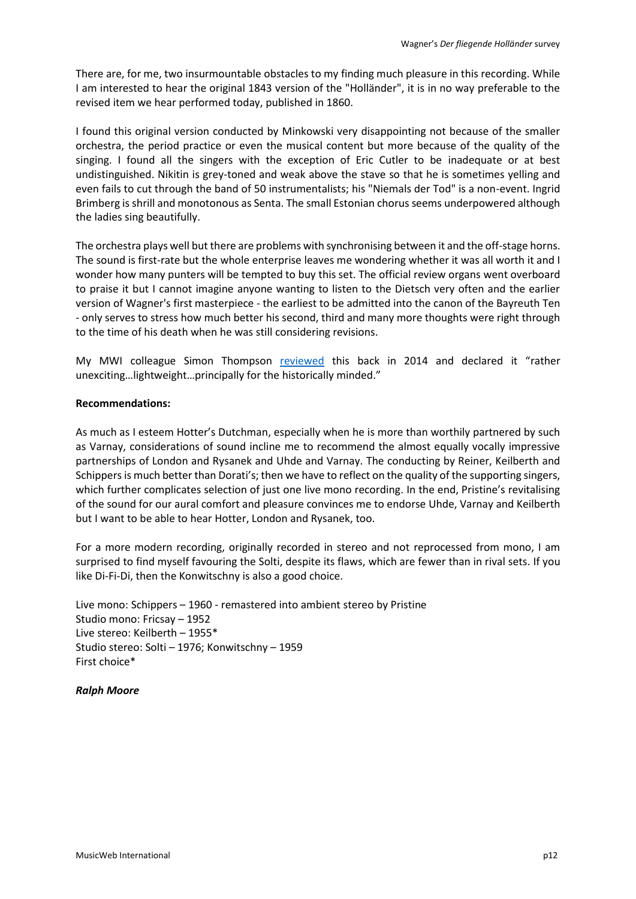There are, for me, two insurmountable obstacles to my finding much pleasure in this recording. While I am interested to hear the original 1843 version of the "Holländer", it is in no way preferable to the revised item we hear performed today, published in 1860.

I found this original version conducted by Minkowski very disappointing not because of the smaller orchestra, the period practice or even the musical content but more because of the quality of the singing. I found all the singers with the exception of Eric Cutler to be inadequate or at best undistinguished. Nikitin is grey-toned and weak above the stave so that he is sometimes yelling and even fails to cut through the band of 50 instrumentalists; his "Niemals der Tod" is a non-event. Ingrid Brimberg is shrill and monotonous as Senta. The small Estonian chorus seems underpowered although the ladies sing beautifully.

The orchestra plays well but there are problems with synchronising between it and the off-stage horns. The sound is first-rate but the whole enterprise leaves me wondering whether it was all worth it and I wonder how many punters will be tempted to buy this set. The official review organs went overboard to praise it but I cannot imagine anyone wanting to listen to the Dietsch very often and the earlier version of Wagner's first masterpiece - the earliest to be admitted into the canon of the Bayreuth Ten - only serves to stress how much better his second, third and many more thoughts were right through to the time of his death when he was still considering revisions.

My MWI colleague Simon Thompson [reviewed] this back in 2014 and declared it "rather unexciting…lightweight…principally for the historically minded."

**Recommendations:**

As much as I esteem Hotter's Dutchman, especially when he is more than worthily partnered by such as Varnay, considerations of sound incline me to recommend the almost equally vocally impressive partnerships of London and Rysanek and Uhde and Varnay. The conducting by Reiner, Keilberth and Schippers is much better than Dorati's; then we have to reflect on the quality of the supporting singers, which further complicates selection of just one live mono recording. In the end, Pristine's revitalising of the sound for our aural comfort and pleasure convinces me to endorse Uhde, Varnay and Keilberth but I want to be able to hear Hotter, London and Rysanek, too.

For a more modern recording, originally recorded in stereo and not reprocessed from mono, I am surprised to find myself favouring the Solti, despite its flaws, which are fewer than in rival sets. If you like Di-Fi-Di, then the Konwitschny is also a good choice.

Live mono: Schippers – 1960 - remastered into ambient stereo by Pristine
Studio mono: Fricsay – 1952
Live stereo: Keilberth – 1955*
Studio stereo: Solti – 1976; Konwitschny – 1959
First choice*

***Ralph Moore***